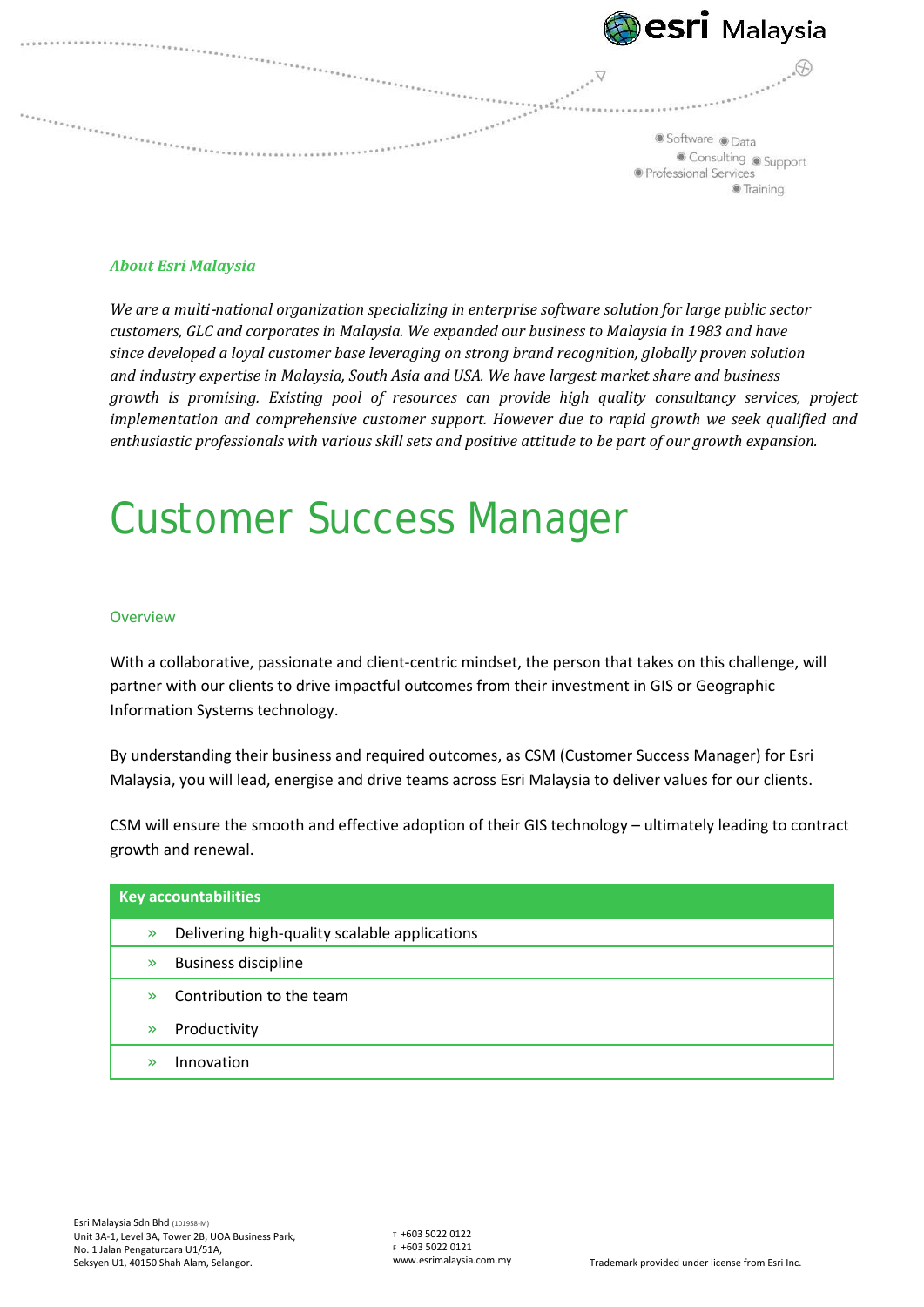### *About Esri Malaysia*

*We are a multi-national organization specializing in enterprise software solution for large public sector customers, GLC and corporates in Malaysia. We expanded our business to Malaysia in 1983 and have since developed a loyal customer base leveraging on strong brand recognition, globally proven solution and industry expertise in Malaysia, South Asia and USA. We have largest market share and business growth is promising. Existing pool of resources can provide high quality consultancy services, project implementation and comprehensive customer support. However due to rapid growth we seek qualified and enthusiastic professionals with various skill sets and positive attitude to be part of our growth expansion.*

# Customer Success Manager

### Overview

With a collaborative, passionate and client-centric mindset, the person that takes on this challenge, will partner with our clients to drive impactful outcomes from their investment in GIS or Geographic Information Systems technology.

By understanding their business and required outcomes, as CSM (Customer Success Manager) for Esri Malaysia, you will lead, energise and drive teams across Esri Malaysia to deliver values for our clients.

CSM will ensure the smooth and effective adoption of their GIS technology – ultimately leading to contract growth and renewal.

| Key accountabilities |
| --- |
| » Delivering high-quality scalable applications |
| » Business discipline |
| » Contribution to the team |
| » Productivity |
| » Innovation |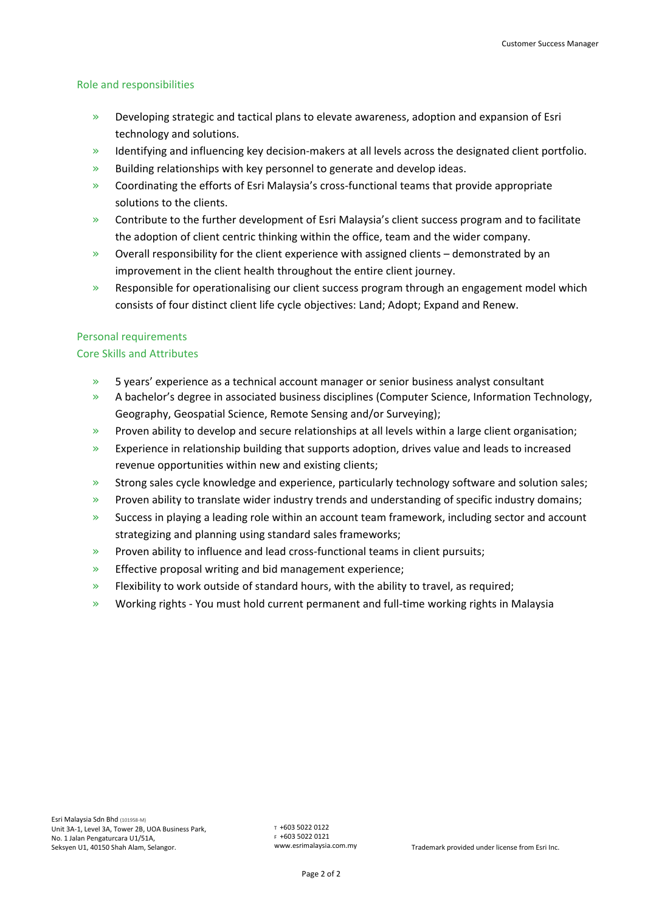## Role and responsibilities

- Developing strategic and tactical plans to elevate awareness, adoption and expansion of Esri technology and solutions.
- Identifying and influencing key decision-makers at all levels across the designated client portfolio.
- Building relationships with key personnel to generate and develop ideas.
- Coordinating the efforts of Esri Malaysia's cross-functional teams that provide appropriate solutions to the clients.
- Contribute to the further development of Esri Malaysia's client success program and to facilitate the adoption of client centric thinking within the office, team and the wider company.
- Overall responsibility for the client experience with assigned clients – demonstrated by an improvement in the client health throughout the entire client journey.
- Responsible for operationalising our client success program through an engagement model which consists of four distinct client life cycle objectives: Land; Adopt; Expand and Renew.

## Personal requirements

### Core Skills and Attributes

- 5 years' experience as a technical account manager or senior business analyst consultant
- A bachelor's degree in associated business disciplines (Computer Science, Information Technology, Geography, Geospatial Science, Remote Sensing and/or Surveying);
- Proven ability to develop and secure relationships at all levels within a large client organisation;
- Experience in relationship building that supports adoption, drives value and leads to increased revenue opportunities within new and existing clients;
- Strong sales cycle knowledge and experience, particularly technology software and solution sales;
- Proven ability to translate wider industry trends and understanding of specific industry domains;
- Success in playing a leading role within an account team framework, including sector and account strategizing and planning using standard sales frameworks;
- Proven ability to influence and lead cross-functional teams in client pursuits;
- Effective proposal writing and bid management experience;
- Flexibility to work outside of standard hours, with the ability to travel, as required;
- Working rights - You must hold current permanent and full-time working rights in Malaysia